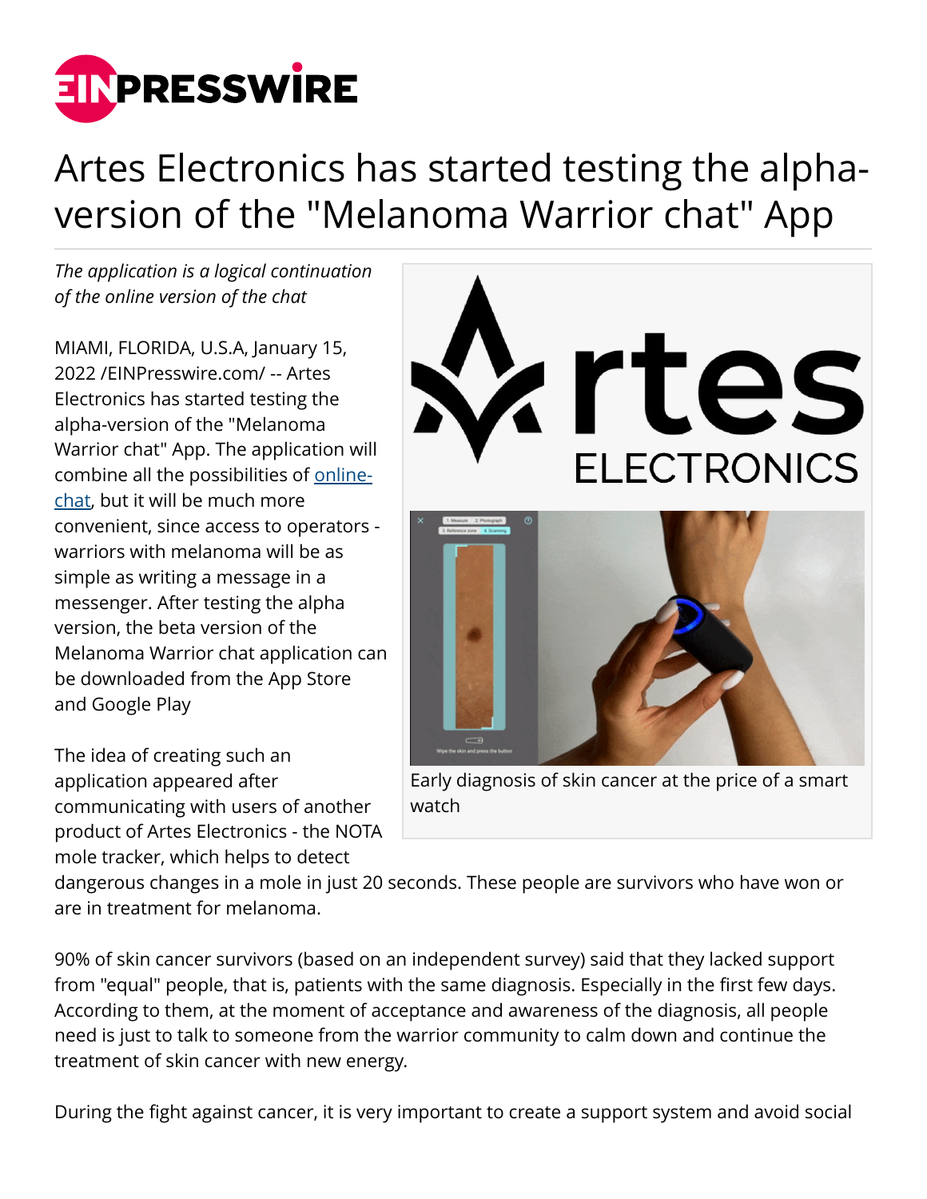# Artes Electronics has started testing the alpha-version of the "Melanoma Warrior chat" App

*The application is a logical continuation of the online version of the chat*

MIAMI, FLORIDA, U.S.A, January 15, 2022 /EINPresswire.com/ -- Artes Electronics has started testing the alpha-version of the "Melanoma Warrior chat" App. The application will combine all the possibilities of online-chat, but it will be much more convenient, since access to operators - warriors with melanoma will be as simple as writing a message in a messenger. After testing the alpha version, the beta version of the Melanoma Warrior chat application can be downloaded from the App Store and Google Play

Early diagnosis of skin cancer at the price of a smart watch

The idea of creating such an application appeared after communicating with users of another product of Artes Electronics - the NOTA mole tracker, which helps to detect dangerous changes in a mole in just 20 seconds. These people are survivors who have won or are in treatment for melanoma.

90% of skin cancer survivors (based on an independent survey) said that they lacked support from "equal" people, that is, patients with the same diagnosis. Especially in the first few days. According to them, at the moment of acceptance and awareness of the diagnosis, all people need is just to talk to someone from the warrior community to calm down and continue the treatment of skin cancer with new energy.

During the fight against cancer, it is very important to create a support system and avoid social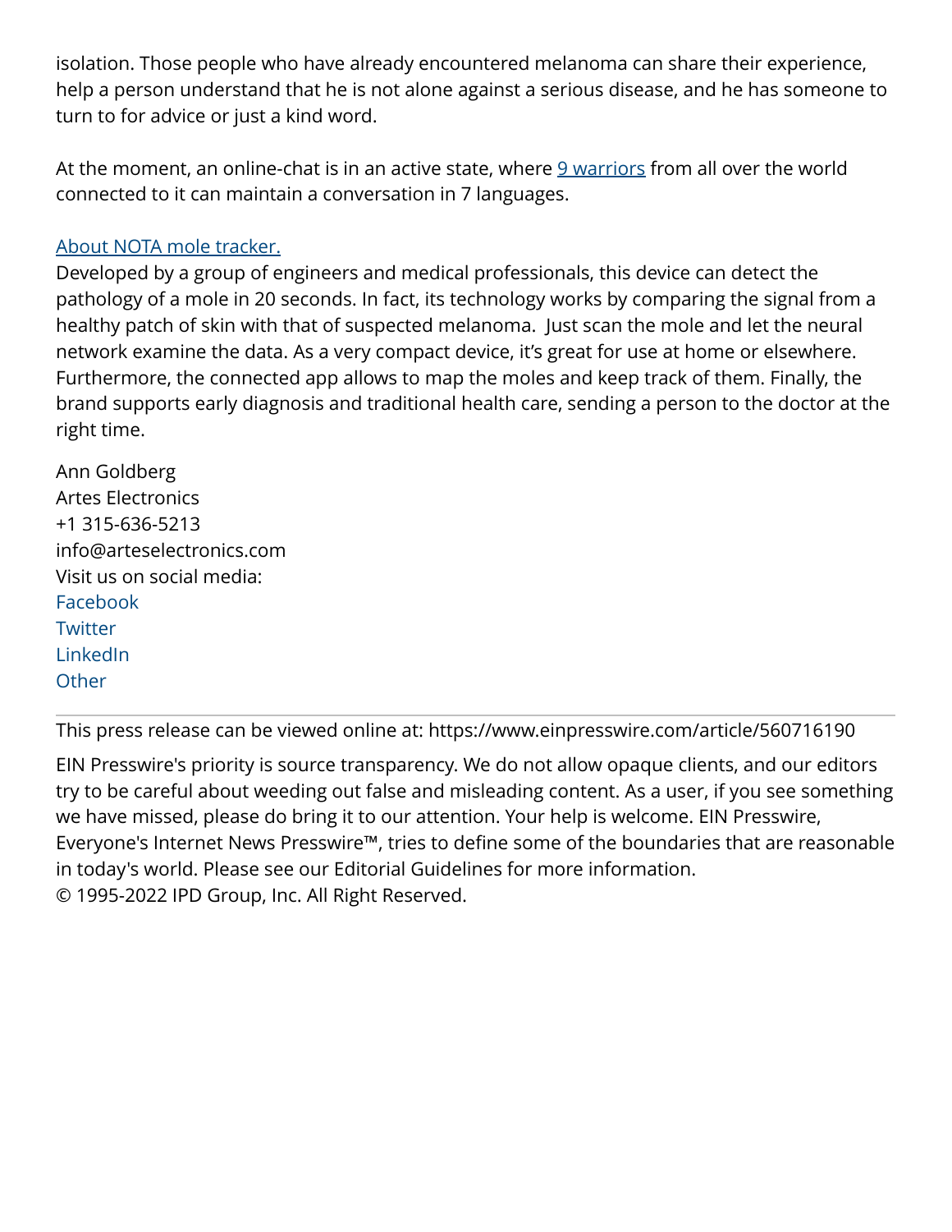isolation. Those people who have already encountered melanoma can share their experience, help a person understand that he is not alone against a serious disease, and he has someone to turn to for advice or just a kind word.

At the moment, an online-chat is in an active state, where 9 warriors from all over the world connected to it can maintain a conversation in 7 languages.

About NOTA mole tracker.
Developed by a group of engineers and medical professionals, this device can detect the pathology of a mole in 20 seconds. In fact, its technology works by comparing the signal from a healthy patch of skin with that of suspected melanoma. Just scan the mole and let the neural network examine the data. As a very compact device, it's great for use at home or elsewhere. Furthermore, the connected app allows to map the moles and keep track of them. Finally, the brand supports early diagnosis and traditional health care, sending a person to the doctor at the right time.

Ann Goldberg
Artes Electronics
+1 315-636-5213
info@arteselectronics.com
Visit us on social media:
Facebook
Twitter
LinkedIn
Other

---

This press release can be viewed online at: https://www.einpresswire.com/article/560716190

EIN Presswire's priority is source transparency. We do not allow opaque clients, and our editors try to be careful about weeding out false and misleading content. As a user, if you see something we have missed, please do bring it to our attention. Your help is welcome. EIN Presswire, Everyone's Internet News Presswire™, tries to define some of the boundaries that are reasonable in today's world. Please see our Editorial Guidelines for more information.
© 1995-2022 IPD Group, Inc. All Right Reserved.